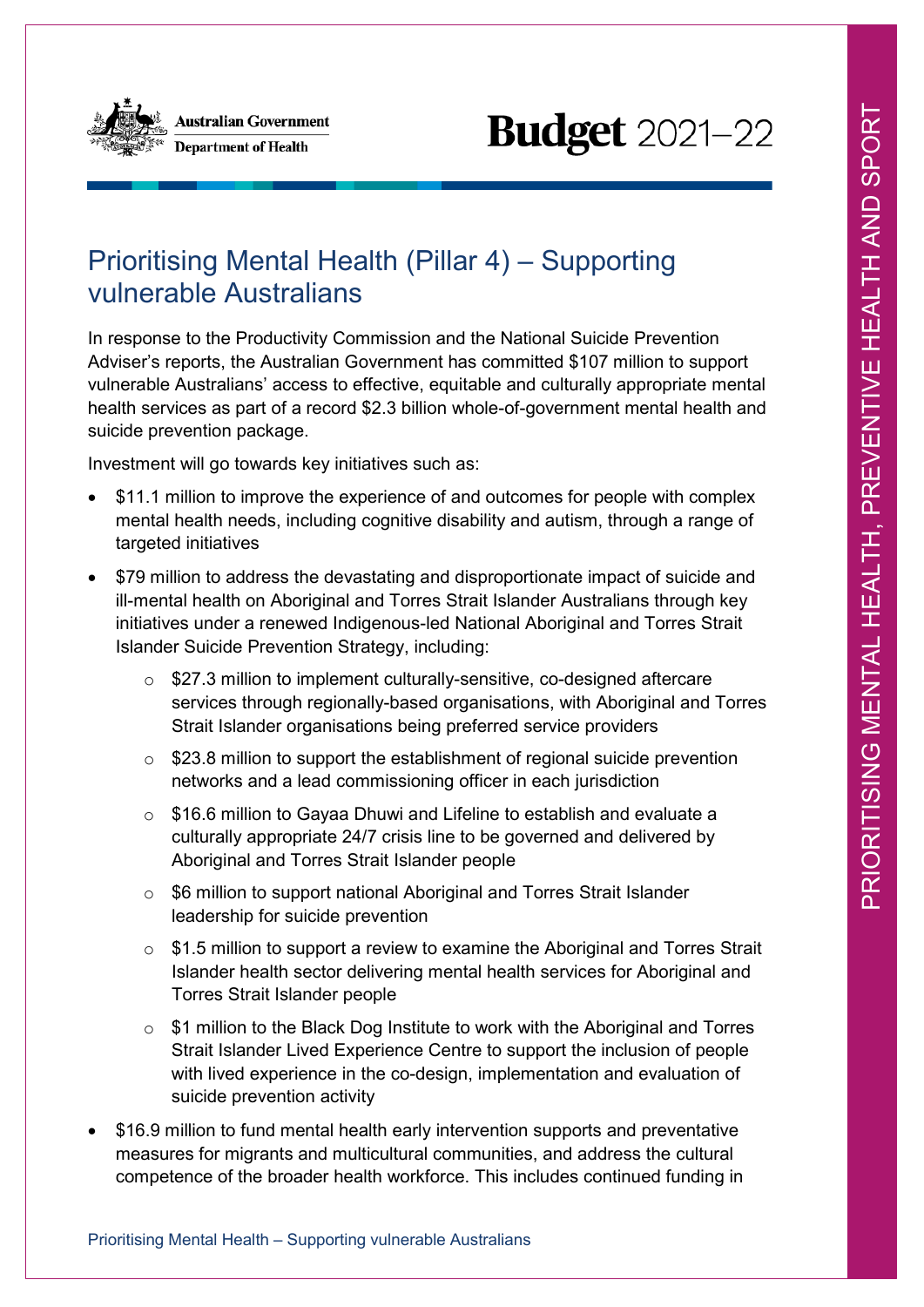Australian Government
Department of Health

# Budget 2021–22

## Prioritising Mental Health (Pillar 4) – Supporting vulnerable Australians

In response to the Productivity Commission and the National Suicide Prevention Adviser's reports, the Australian Government has committed $107 million to support vulnerable Australians' access to effective, equitable and culturally appropriate mental health services as part of a record $2.3 billion whole-of-government mental health and suicide prevention package.

Investment will go towards key initiatives such as:

- $11.1 million to improve the experience of and outcomes for people with complex mental health needs, including cognitive disability and autism, through a range of targeted initiatives
- $79 million to address the devastating and disproportionate impact of suicide and ill-mental health on Aboriginal and Torres Strait Islander Australians through key initiatives under a renewed Indigenous-led National Aboriginal and Torres Strait Islander Suicide Prevention Strategy, including:
    - $27.3 million to implement culturally-sensitive, co-designed aftercare services through regionally-based organisations, with Aboriginal and Torres Strait Islander organisations being preferred service providers
    - $23.8 million to support the establishment of regional suicide prevention networks and a lead commissioning officer in each jurisdiction
    - $16.6 million to Gayaa Dhuwi and Lifeline to establish and evaluate a culturally appropriate 24/7 crisis line to be governed and delivered by Aboriginal and Torres Strait Islander people
    - $6 million to support national Aboriginal and Torres Strait Islander leadership for suicide prevention
    - $1.5 million to support a review to examine the Aboriginal and Torres Strait Islander health sector delivering mental health services for Aboriginal and Torres Strait Islander people
    - $1 million to the Black Dog Institute to work with the Aboriginal and Torres Strait Islander Lived Experience Centre to support the inclusion of people with lived experience in the co-design, implementation and evaluation of suicide prevention activity
- $16.9 million to fund mental health early intervention supports and preventative measures for migrants and multicultural communities, and address the cultural competence of the broader health workforce. This includes continued funding in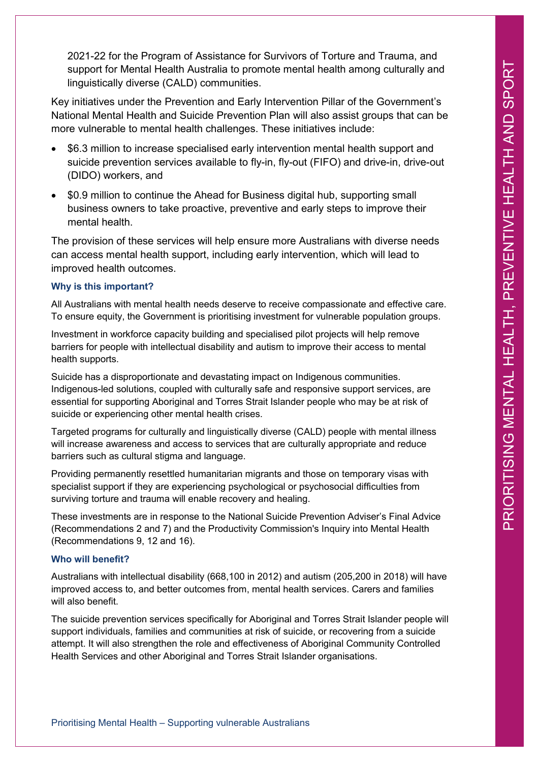2021-22 for the Program of Assistance for Survivors of Torture and Trauma, and support for Mental Health Australia to promote mental health among culturally and linguistically diverse (CALD) communities.

Key initiatives under the Prevention and Early Intervention Pillar of the Government's National Mental Health and Suicide Prevention Plan will also assist groups that can be more vulnerable to mental health challenges. These initiatives include:

- $6.3 million to increase specialised early intervention mental health support and suicide prevention services available to fly-in, fly-out (FIFO) and drive-in, drive-out (DIDO) workers, and
- $0.9 million to continue the Ahead for Business digital hub, supporting small business owners to take proactive, preventive and early steps to improve their mental health.

The provision of these services will help ensure more Australians with diverse needs can access mental health support, including early intervention, which will lead to improved health outcomes.

### Why is this important?

All Australians with mental health needs deserve to receive compassionate and effective care. To ensure equity, the Government is prioritising investment for vulnerable population groups.

Investment in workforce capacity building and specialised pilot projects will help remove barriers for people with intellectual disability and autism to improve their access to mental health supports.

Suicide has a disproportionate and devastating impact on Indigenous communities. Indigenous-led solutions, coupled with culturally safe and responsive support services, are essential for supporting Aboriginal and Torres Strait Islander people who may be at risk of suicide or experiencing other mental health crises.

Targeted programs for culturally and linguistically diverse (CALD) people with mental illness will increase awareness and access to services that are culturally appropriate and reduce barriers such as cultural stigma and language.

Providing permanently resettled humanitarian migrants and those on temporary visas with specialist support if they are experiencing psychological or psychosocial difficulties from surviving torture and trauma will enable recovery and healing.

These investments are in response to the National Suicide Prevention Adviser's Final Advice (Recommendations 2 and 7) and the Productivity Commission's Inquiry into Mental Health (Recommendations 9, 12 and 16).

### Who will benefit?

Australians with intellectual disability (668,100 in 2012) and autism (205,200 in 2018) will have improved access to, and better outcomes from, mental health services. Carers and families will also benefit.

The suicide prevention services specifically for Aboriginal and Torres Strait Islander people will support individuals, families and communities at risk of suicide, or recovering from a suicide attempt. It will also strengthen the role and effectiveness of Aboriginal Community Controlled Health Services and other Aboriginal and Torres Strait Islander organisations.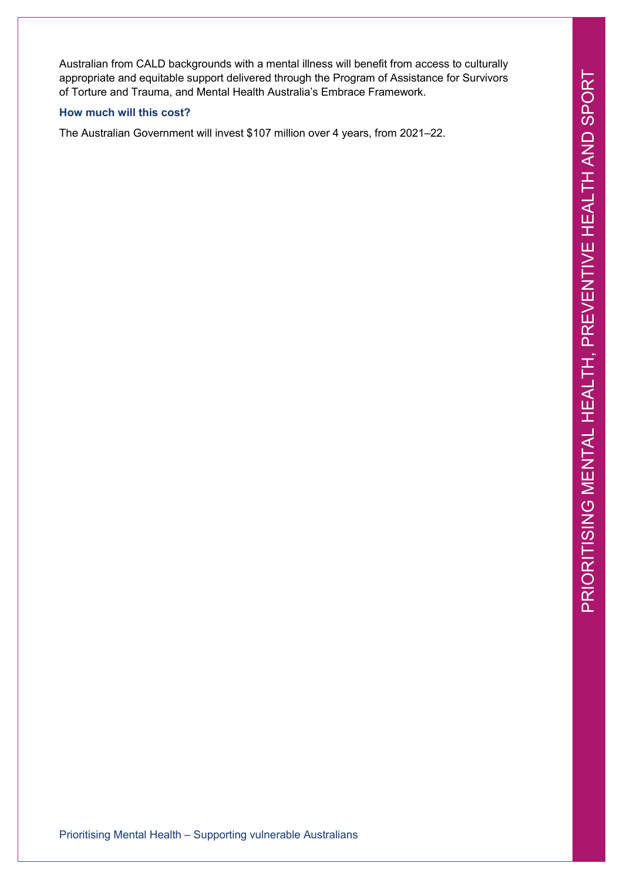Australian from CALD backgrounds with a mental illness will benefit from access to culturally appropriate and equitable support delivered through the Program of Assistance for Survivors of Torture and Trauma, and Mental Health Australia's Embrace Framework.

### How much will this cost?

The Australian Government will invest $107 million over 4 years, from 2021–22.